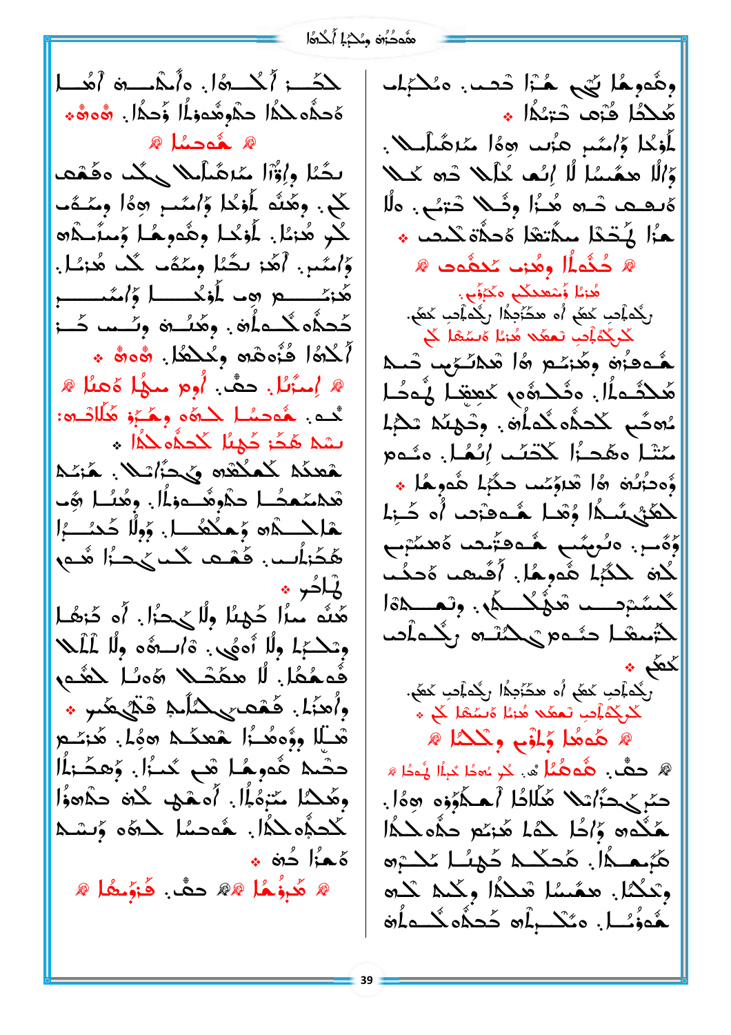وهُوهِمُا يِّي هُـٰٓا ـدْحـب. ٥مُكْبُلِّب هَكْمُا فْزْهِ تْحَبُّمُا ❖

لْوْحُا وْاٰمّىر هِزْب هِوْا مَدِهُنلمْلا. وَاٰلا همَّسُا لا إِنُـمِ كُلِّهِ هِ كَلا ةُبْـعِ ـدْهِ هُـٰٓا وِثَـلا ـدْتِهُ. هِلا هِزُا يَّحْدَا مِلْتَعْا ةُحِدْهُ كَـٰـٰب ❖

❀ حُبُّه‌ا٥ا وهُبِّ مُحفُّه ❀

هُزِسُا وَحْمِعِدِّكُم مِكْرَوِّهِ. رِثْـهاُـٰٓي كَـٰـٓي اْه ههُّزُوبُلا رِثْـهاُـٰٓي كَـٰـٓي. كَرِثْدْاُـٰٓي لْعمُـٰـلا هُزِسُا ةُسَّـهُا كَلا

هُـهِهُزُه وهُزِسْم اْه هُحلَّـٰـوبِ ـدْهـٰـٰه هُحدُّهِ‌ا٥ا. هِكُـدْهُوبِ كُعِعُـا لْـهِحُا مُهِحِّب كُحدُّهِ كُـهِ اْهِ. وِحُهِمُه ـهـدُّا مَثْا هِهُحِـٰٓا كَحْتَـٰـٓي إِنُمُا. هِسُهِه وُهِحُزْيُه اْه هُدِوُهِـٰٓي حِكْبُا هُهِمُا ❖ لْحُهُسُـدُا وُهْا هُـهِفُوْحِـٰٓي اْه كُـٰـٓي وُهِـٰٓي. هِلُوبُهِـٰٓي هُـهِعْهِزِحِـٰٓي هُوعِسُّبِـٰٓي كُه كَحْبُا هُهِمُا. اُفُهِـٰٓي هُحفُـٰٓي كُعْنُهِـٰٓي هُـهِكْـٰـٓي. وِـٰـمَـٰـٓي كَـٰـٓي هُـهِمِ حَـٰـٰـٓي رِثْهاُـٰٓي كَـٰـٓي ❖

رِثْـهاُـٰٓي كَـٰـٓي اْه ههُّزُوبُلا رِثْـهاُـٰٓي كَـٰـٓي. كَرِثْدْاُـٰٓي لْعمُـٰـلا هُزِسُا ةُسَّـهُا كَلا ❖

❀ هُوهُا وَـٰٓلِوْبِ وِكْـدْلا ❀

❀ حِفٌ. هُوهُا. كُم حُوحُا اْا هُوحُا ❀

حِهِكِحدُّاُـٰٓي هُلَّادُا اْحدُكُوّوهِ هِوْا. هِدُهُ وِاْحُا كُهُا هُزِسُم حَدْهِ كُـدُا هُرُهِـدُا. هُحكُـٰـٓي حُهِيُـا مُكَـٰـٓي وِـٰـكْحُا. هِمُّسُا هُدُا٥ا وِكُدِـٰـٓي كُـٰـٓي هُـهِوُهُـٰـٓي. هِمُكِلْاُه كُحدُّهِ كُـهِ اْهِ.

لِكُحْـٰٓي اْكْـدْهُا. هِاْهِدْـٰـهُ اْهْحُا كُحدُّهِ كُدُا وْحِـدُا. ههُهُه ❖

❀ هُوحُسُا ❀

بِكُـٰٓيُا وِاْوُاْا مَدِهُنلمْلا يِكِي هِفُعِي كُم. وِهِيُه لْوْحُا وَاٰمّىر هِوْا وِمِّـٰٓي كُم هُزِسُا. لْوْحُا وِهُوهِمُا وَمَنْدِكْه وَاٰمّىر. اْهَزْ بِكُـٰٓيُا وِمِّـٰٓي كُم هُزِسُا. هُزِسُم هِـٰـٓي لْوْحُـٰـا وَاٰمّىر كُحدُّهِ كُـدُا هِ. وِهُنُـه وِئِـٰـٓي كُـٰٓيْ اْكْـدْهُا هُزْهِهِ وِكُحْهُا. هُههُه ❖

❀ اٍمِزُهُا. حِفٌ. اْوِم مِيُـا ةُهِيُا ❀

كُـٰـه. هُـهِحسُا كَـدُهِ وِهِـٰٓزِ هُلَّادُهِ: بِسُم هُـٰٓد كُهِيُا كُحدُّهِ كُـدُا ❖

هُحهِّـدْ كُعْدُهِـٰٓي يِّدُاُـٰـٓي. هُـٰزِـٰٓي هُعِمُـعُـا حِكْهِمُـٰـوبْـدُا. وِهُنُـا هُبِ هِلِـٰـدْهِ وِهِحْكُهُا. وِوِلُا كُحِـدُا هُكُحِاُـٰٓي. فُعِـٰٓي كُمِ كُحُـٰٓا هُـهِم هُلِحُا ❖

هُنُه مِيُـا كُهِيُا وِلُا يُحِزُا. اْه كُزْهُا وِتُحُـٰٓي وِلُا اْهْـهِ. ةُاْـٰـٰه وِلُا لْلْلا فُهِمُهُا. لا هِمُحْـٰـٰلا هُوهُا كُـهُـٰٓي وِاُهِزُا. فُعِـٰٓي يِّدُاُـٰـٓي فُدُّيّكِـٰٓي ❖ هُلا وِوُهِهُـٰٓزُا هُعِدُكُـٰ هِوُا. هُزِسُم حِدُـٰـٓي هُوهِمُا هُـٰٓي كُحُـٰٓا. وَهكِـٰٓزْاُـٰٓي وِهُحُا مِزْوُبُا. اْهِعُـٰـٓي كُه حِدُّهُوُا كُحدُّهِ كُدُا. هُـهِحسُا كَـدُهِ وِبِيُـٰـٓي ةُهْزَا كُه ❖

❀ هُزْوُهُا ❀❀ حِفٌ. فُزْوُمُهُا ❀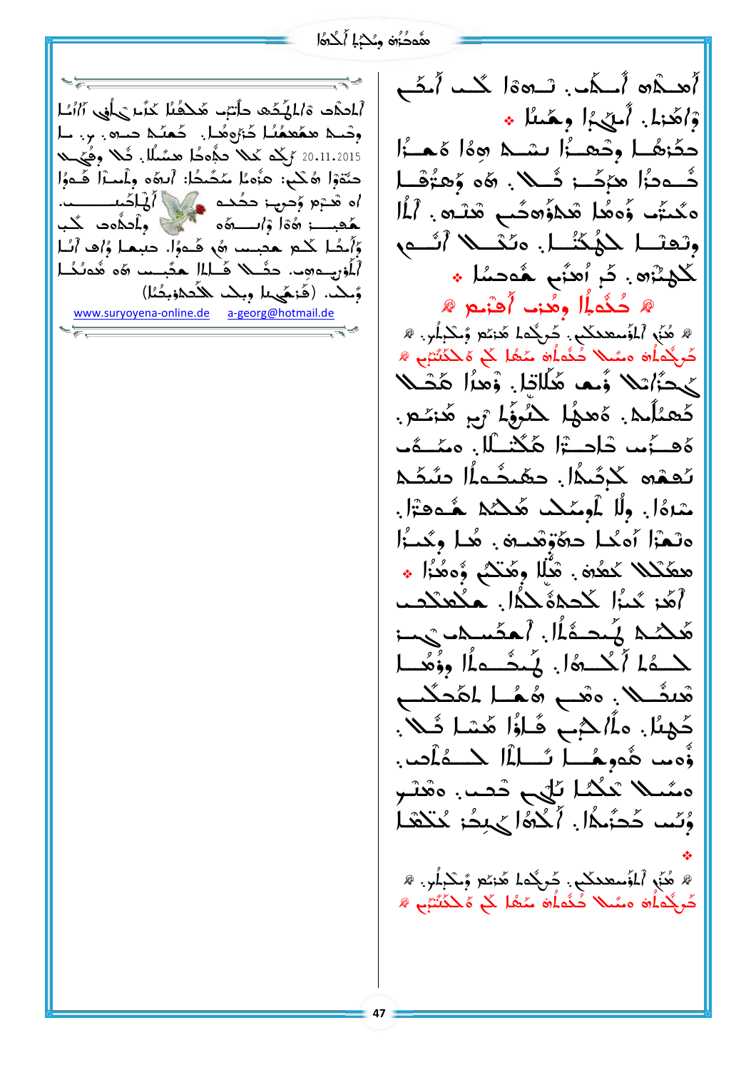ܐܗܠܬܗ ܐܣܠܝ. ܬܘܗܐ ܟܠ ܐܚܪܝ
ܘܐܚܪܬ. ܐܠܝܨܐ ܘܡܫܝܐ ܀
ܚܕܪܫܐ ܘܚܫܐ ܢܫܠ ܗܘܐ ܒܚܫܐ
ܫܘܥܪܐ ܡܪܚܪ ܫܠܐ. ܗܘ ܕܥܝܪܩܐ
ܘܟܬܒܐ ܕܘܢܐ ܫܚܕܪܘܚܒ ܫܢܬܗ. ܐܠܐ
ܘܬܫܢܐ ܠܗܘܢܬܐ. ܘܢܬܠܐ ܐܢܫܘܢ
ܟܠܗܘܢ. ܟܪ ܐܡܪܝܢ ܫܘܚܫܐ ܀

## ܚܘܒܐ ܘܫܘܢܐ ܐܦܪܝܡ

ܡܢܝ ܐܠܡܫܡܫܢܝ. ܟܪܝܟܐ ܡܢܝܡ ܘܟܬܒܐܝܬ.
ܟܪܝܟܐܝܬ ܘܡܫܠܐ ܫܘܒܐܝܬ ܡܢܐ ܟܠ ܘܟܠܢܫܝܢ

ܟܕܐܙܝܬܠܐ ܐܣܬ ܡܠܐܟܐ. ܘܗܘܐ ܗܢܐ
ܟܗܢܐܝܬ. ܘܗܘܐ ܠܚܘܪܒܐ ܙܪܝ ܡܕܝܢܬ.
ܘܦܪܫ ܕܐܚܕܐ ܡܟܬܒܐ. ܘܡܢܝܢ
ܢܦܩܘ ܟܪܝܟܐ. ܚܫܚܘܫܐ ܕܢܬܟܠ
ܫܪܝܐ. ܘܠܐ ܐܬܡܢܝܢ ܡܠܟܐ ܫܘܪܝܐ.
ܘܢܦܪܐ ܐܡܟܐ ܚܘܕܪܫܢܐ. ܗܘܐ ܘܟܢܐ
ܡܟܬܒܠܐ ܟܬܒܘ. ܗܠܐ ܘܡܬܢܝܢ ܘܫܘܪܝܐ ܀
ܐܚܪ ܟܢܐ ܟܠܚܘܕܠܐ. ܡܠܟܬܟܠܟܝܢ
ܡܟܠܟ ܠܚܕܘܬܐ. ܐܡܟܬܟܠܟ ܟܚܘ
ܠܗܠܐ ܐܟܠܗܐ. ܠܚܕܘܬܐ ܘܕܘܪܐ
ܫܒܚܠܐ. ܘܫܡܝܢ ܗܘܐ ܠܐܡܪܟܢ
ܟܗܢܐ. ܘܐܠܟܝܢ ܦܠܘܐ ܡܫܢܐ ܫܠܐ.
ܘܗܘܢ ܫܘܪܝܐ ܢܐܠܐ ܠܫܘܐܝܢ.
ܘܡܢܠܐ ܬܟܠܐ ܢܠܝܢ ܬܚܘܬ. ܘܫܢܝܢ
ܘܢܝܢ ܟܚܙܢܐܐ. ܐܟܠܗܐ ܟܝܚܙ ܟܬܟܫܐ

ܡܢܝ ܐܠܡܫܡܫܢܝ. ܟܪܝܟܐ ܡܢܝܡ ܘܟܬܒܐܝܬ.
ܟܪܝܟܐܝܬ ܘܡܫܠܐ ܫܘܒܐܝܬ ܡܢܐ ܟܠ ܘܟܠܢܫܝܢ

---

ܐܠܗܟܒ ܕܐܠܝܟܬܗ ܕܐܠܬܢܒ ܫܠܝܫܐ ܟܐܪܐ ܢܠܝܢ ܐܐܢܐ
ܘܫܢܠ ܗܫܚܫܢܐ ܟܪܙܘܫܐ. ܟܫܢܠ ܚܫܗ. ܝ. ܠܐ
20.11.2015 ܪܟܗ ܟܠܐ ܕܚܘܕܐ ܗܫܠܐ. ܫܠܐ ܘܦܝܫܠ
ܕܬܘܪܐ ܗܟܝ: ܗܘܡܐ ܡܟܚܕܐ: ܐܢܗܘ ܘܐܡܠܐ ܦܘܪܐ
ܐܘ ܗܪܡ ܘܕܝܢ ܕܚܕܚ ܐܠܐܟܝܢ.
ܗܚܝܢ ܗܘܐ ܘܐܢܗܘ ܘܐܠܗܘܒ ܟܝܢ
ܘܐܡܠܐ ܟܠܡ ܚܚܝܢ ܗܘ ܦܘܪܐ. ܚܒܗܠ ܘܐܦ ܐܢܐ
ܐܠܘܪܝܘܗܘܢ. ܚܫܠ ܦܐܠܐ ܚܚܝܢ ܗܘ ܫܘܢܐ
ܘܫܠܝ. (ܦܪܫܝܠ ܘܫܠܝ ܠܟܬܘܒܘܬܐ)

www.suryoyena-online.de a-georg@hotmail.de